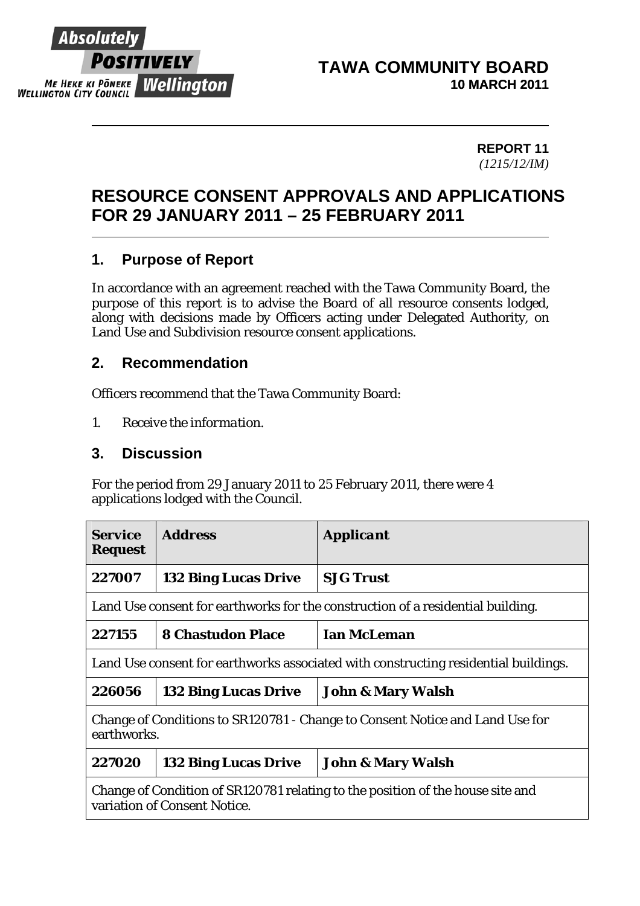**TAWA COMMUNITY BOARD**
**10 MARCH 2011**

**REPORT 11**
*(1215/12/IM)*

# RESOURCE CONSENT APPROVALS AND APPLICATIONS FOR 29 JANUARY 2011 – 25 FEBRUARY 2011

## 1. Purpose of Report

In accordance with an agreement reached with the Tawa Community Board, the purpose of this report is to advise the Board of all resource consents lodged, along with decisions made by Officers acting under Delegated Authority, on Land Use and Subdivision resource consent applications.

## 2. Recommendation

Officers recommend that the Tawa Community Board:

1. *Receive the information.*

## 3. Discussion

For the period from 29 January 2011 to 25 February 2011, there were 4 applications lodged with the Council.

| Service Request | Address | Applicant |
|---|---|---|
| **227007** | **132 Bing Lucas Drive** | **SJG Trust** |
| Land Use consent for earthworks for the construction of a residential building. | | |
| **227155** | **8 Chastudon Place** | **Ian McLeman** |
| Land Use consent for earthworks associated with constructing residential buildings. | | |
| **226056** | **132 Bing Lucas Drive** | **John & Mary Walsh** |
| Change of Conditions to SR120781 - Change to Consent Notice and Land Use for earthworks. | | |
| **227020** | **132 Bing Lucas Drive** | **John & Mary Walsh** |
| Change of Condition of SR120781 relating to the position of the house site and variation of Consent Notice. | | |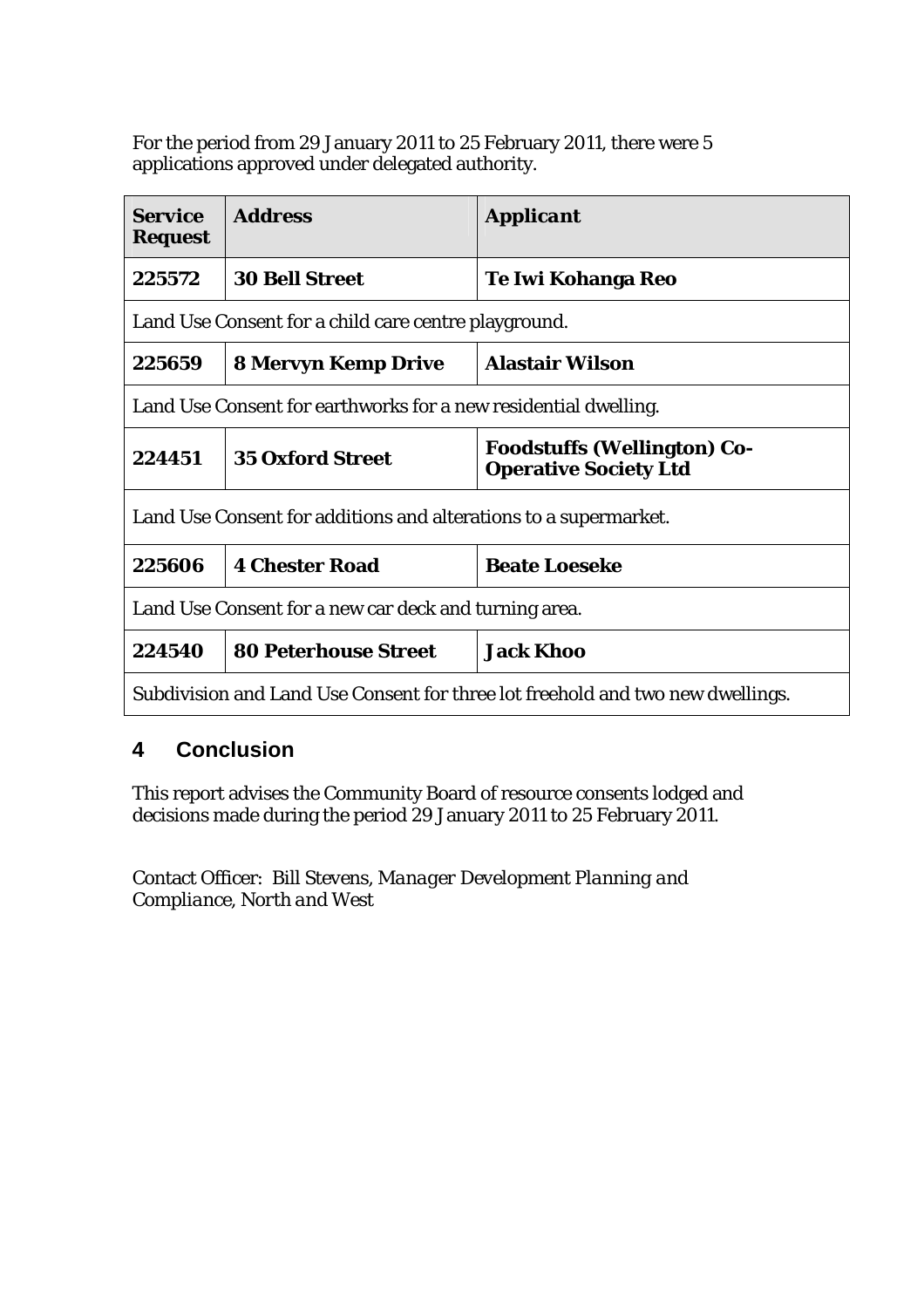For the period from 29 January 2011 to 25 February 2011, there were 5 applications approved under delegated authority.

| Service Request | Address | Applicant |
| --- | --- | --- |
| **225572** | **30 Bell Street** | **Te Iwi Kohanga Reo** |
| Land Use Consent for a child care centre playground. | | |
| **225659** | **8 Mervyn Kemp Drive** | **Alastair Wilson** |
| Land Use Consent for earthworks for a new residential dwelling. | | |
| **224451** | **35 Oxford Street** | **Foodstuffs (Wellington) Co-Operative Society Ltd** |
| Land Use Consent for additions and alterations to a supermarket. | | |
| **225606** | **4 Chester Road** | **Beate Loeseke** |
| Land Use Consent for a new car deck and turning area. | | |
| **224540** | **80 Peterhouse Street** | **Jack Khoo** |
| Subdivision and Land Use Consent for three lot freehold and two new dwellings. | | |

## 4 Conclusion

This report advises the Community Board of resource consents lodged and decisions made during the period 29 January 2011 to 25 February 2011.

Contact Officer: Bill Stevens, *Manager Development Planning and Compliance, North and West*